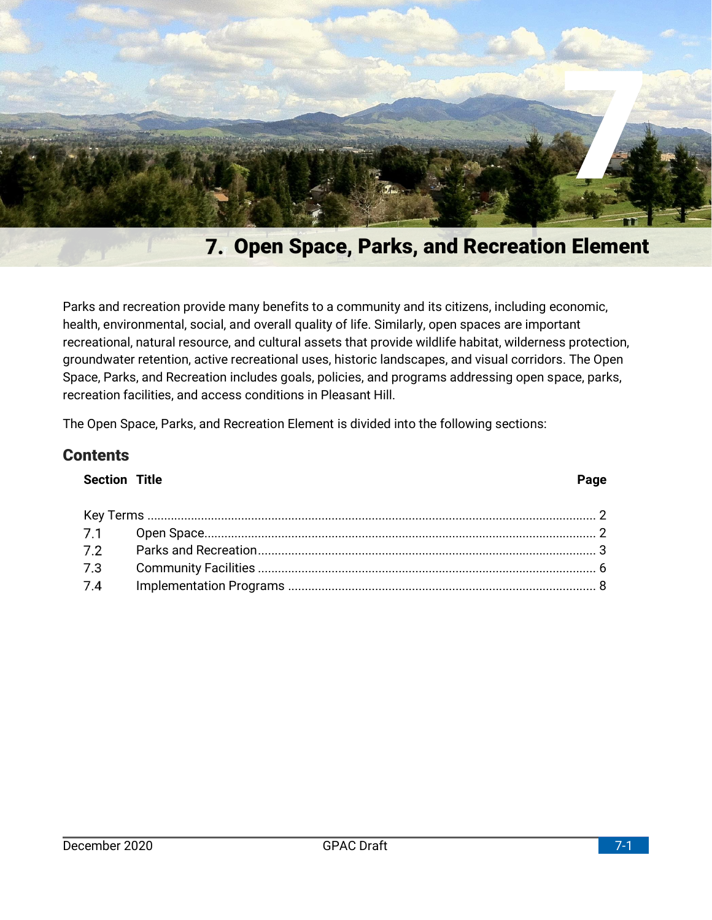# 7. Open Space, Parks, and Recreation Element

Parks and recreation provide many benefits to a community and its citizens, including economic, health, environmental, social, and overall quality of life. Similarly, open spaces are important recreational, natural resource, and cultural assets that provide wildlife habitat, wilderness protection, groundwater retention, active recreational uses, historic landscapes, and visual corridors. The Open Space, Parks, and Recreation includes goals, policies, and programs addressing open space, parks, recreation facilities, and access conditions in Pleasant Hill.

The Open Space, Parks, and Recreation Element is divided into the following sections:

## Contents

| Section | Title | Page |
|---|---|---|
| | Key Terms | 2 |
| 7.1 | Open Space | 2 |
| 7.2 | Parks and Recreation | 3 |
| 7.3 | Community Facilities | 6 |
| 7.4 | Implementation Programs | 8 |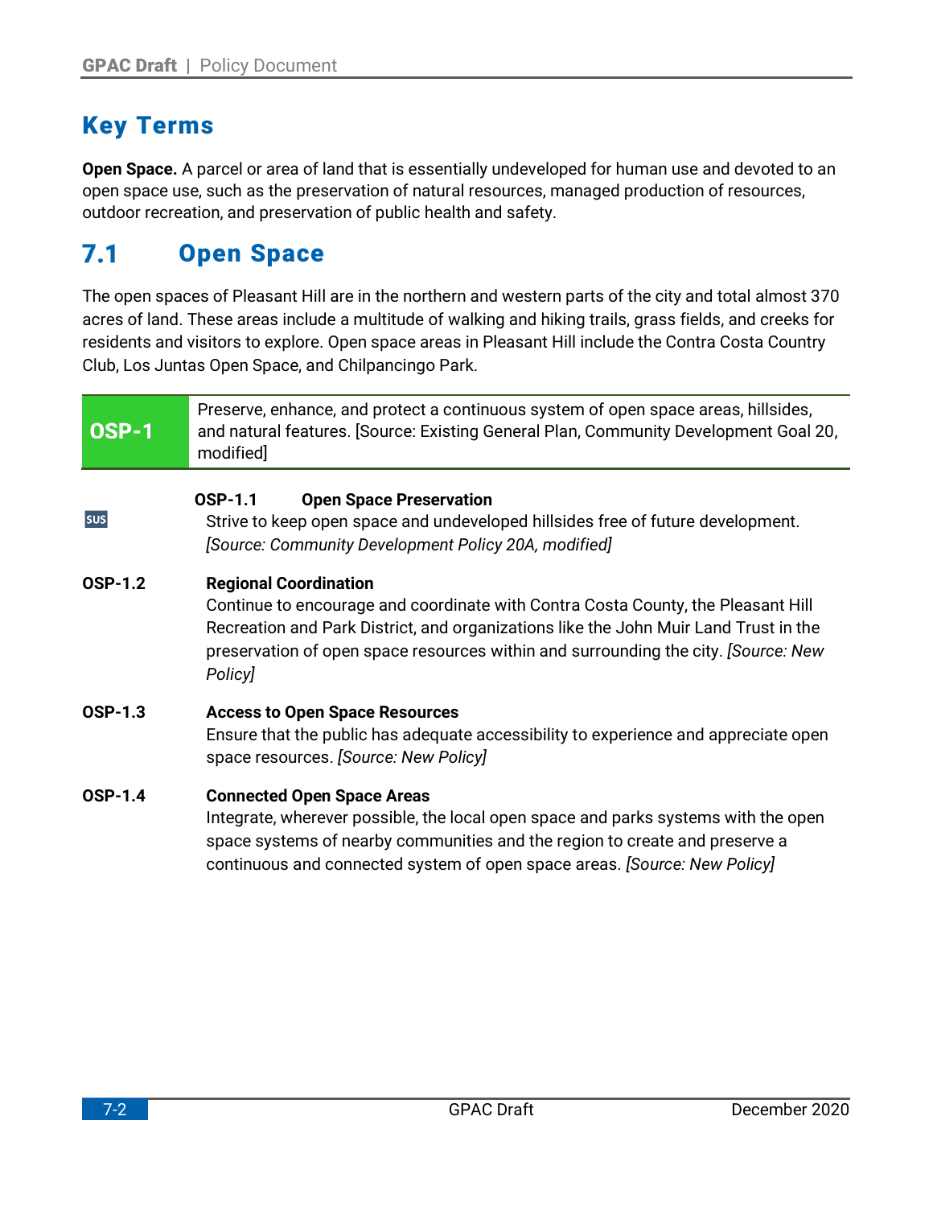## Key Terms

**Open Space.** A parcel or area of land that is essentially undeveloped for human use and devoted to an open space use, such as the preservation of natural resources, managed production of resources, outdoor recreation, and preservation of public health and safety.

## 7.1 Open Space

The open spaces of Pleasant Hill are in the northern and western parts of the city and total almost 370 acres of land. These areas include a multitude of walking and hiking trails, grass fields, and creeks for residents and visitors to explore. Open space areas in Pleasant Hill include the Contra Costa Country Club, Los Juntas Open Space, and Chilpancingo Park.

| **OSP-1** | Preserve, enhance, and protect a continuous system of open space areas, hillsides, and natural features. [Source: Existing General Plan, Community Development Goal 20, modified] |
|---|---|

SUS **OSP-1.1 Open Space Preservation**
Strive to keep open space and undeveloped hillsides free of future development. *[Source: Community Development Policy 20A, modified]*

**OSP-1.2 Regional Coordination**
Continue to encourage and coordinate with Contra Costa County, the Pleasant Hill Recreation and Park District, and organizations like the John Muir Land Trust in the preservation of open space resources within and surrounding the city. *[Source: New Policy]*

**OSP-1.3 Access to Open Space Resources**
Ensure that the public has adequate accessibility to experience and appreciate open space resources. *[Source: New Policy]*

**OSP-1.4 Connected Open Space Areas**
Integrate, wherever possible, the local open space and parks systems with the open space systems of nearby communities and the region to create and preserve a continuous and connected system of open space areas. *[Source: New Policy]*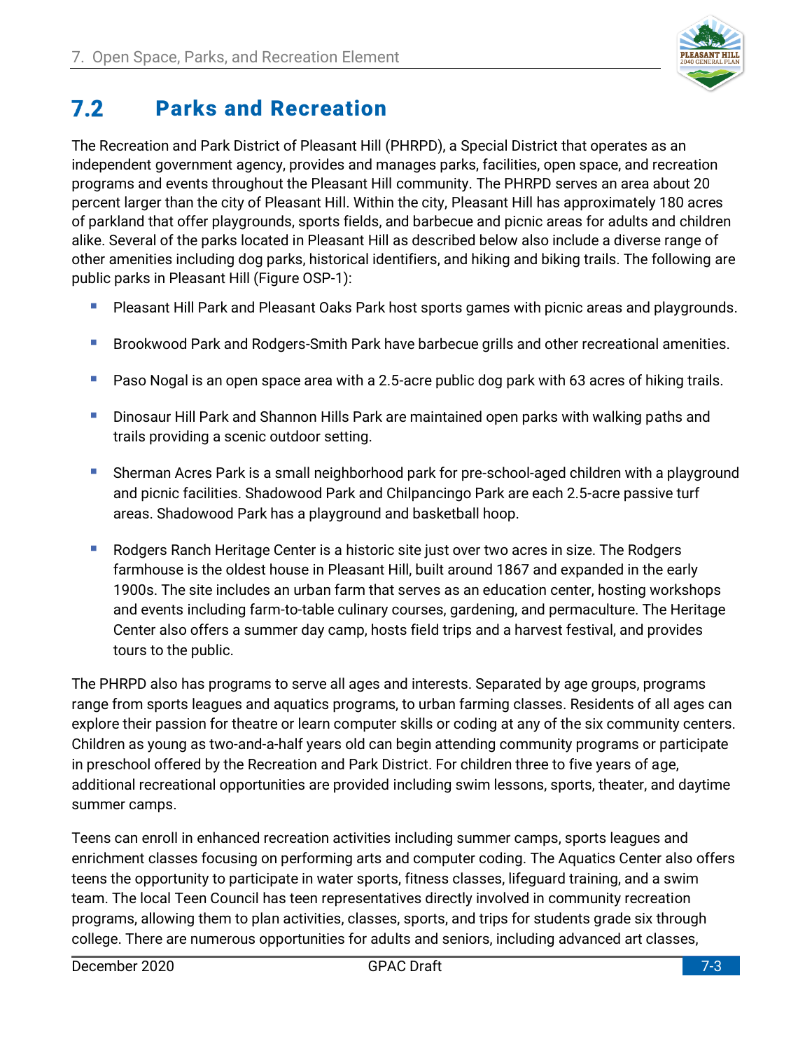## 7.2 Parks and Recreation

The Recreation and Park District of Pleasant Hill (PHRPD), a Special District that operates as an independent government agency, provides and manages parks, facilities, open space, and recreation programs and events throughout the Pleasant Hill community. The PHRPD serves an area about 20 percent larger than the city of Pleasant Hill. Within the city, Pleasant Hill has approximately 180 acres of parkland that offer playgrounds, sports fields, and barbecue and picnic areas for adults and children alike. Several of the parks located in Pleasant Hill as described below also include a diverse range of other amenities including dog parks, historical identifiers, and hiking and biking trails. The following are public parks in Pleasant Hill (Figure OSP-1):

- Pleasant Hill Park and Pleasant Oaks Park host sports games with picnic areas and playgrounds.
- Brookwood Park and Rodgers-Smith Park have barbecue grills and other recreational amenities.
- Paso Nogal is an open space area with a 2.5-acre public dog park with 63 acres of hiking trails.
- Dinosaur Hill Park and Shannon Hills Park are maintained open parks with walking paths and trails providing a scenic outdoor setting.
- Sherman Acres Park is a small neighborhood park for pre-school-aged children with a playground and picnic facilities. Shadowood Park and Chilpancingo Park are each 2.5-acre passive turf areas. Shadowood Park has a playground and basketball hoop.
- Rodgers Ranch Heritage Center is a historic site just over two acres in size. The Rodgers farmhouse is the oldest house in Pleasant Hill, built around 1867 and expanded in the early 1900s. The site includes an urban farm that serves as an education center, hosting workshops and events including farm-to-table culinary courses, gardening, and permaculture. The Heritage Center also offers a summer day camp, hosts field trips and a harvest festival, and provides tours to the public.

The PHRPD also has programs to serve all ages and interests. Separated by age groups, programs range from sports leagues and aquatics programs, to urban farming classes. Residents of all ages can explore their passion for theatre or learn computer skills or coding at any of the six community centers. Children as young as two-and-a-half years old can begin attending community programs or participate in preschool offered by the Recreation and Park District. For children three to five years of age, additional recreational opportunities are provided including swim lessons, sports, theater, and daytime summer camps.

Teens can enroll in enhanced recreation activities including summer camps, sports leagues and enrichment classes focusing on performing arts and computer coding. The Aquatics Center also offers teens the opportunity to participate in water sports, fitness classes, lifeguard training, and a swim team. The local Teen Council has teen representatives directly involved in community recreation programs, allowing them to plan activities, classes, sports, and trips for students grade six through college. There are numerous opportunities for adults and seniors, including advanced art classes,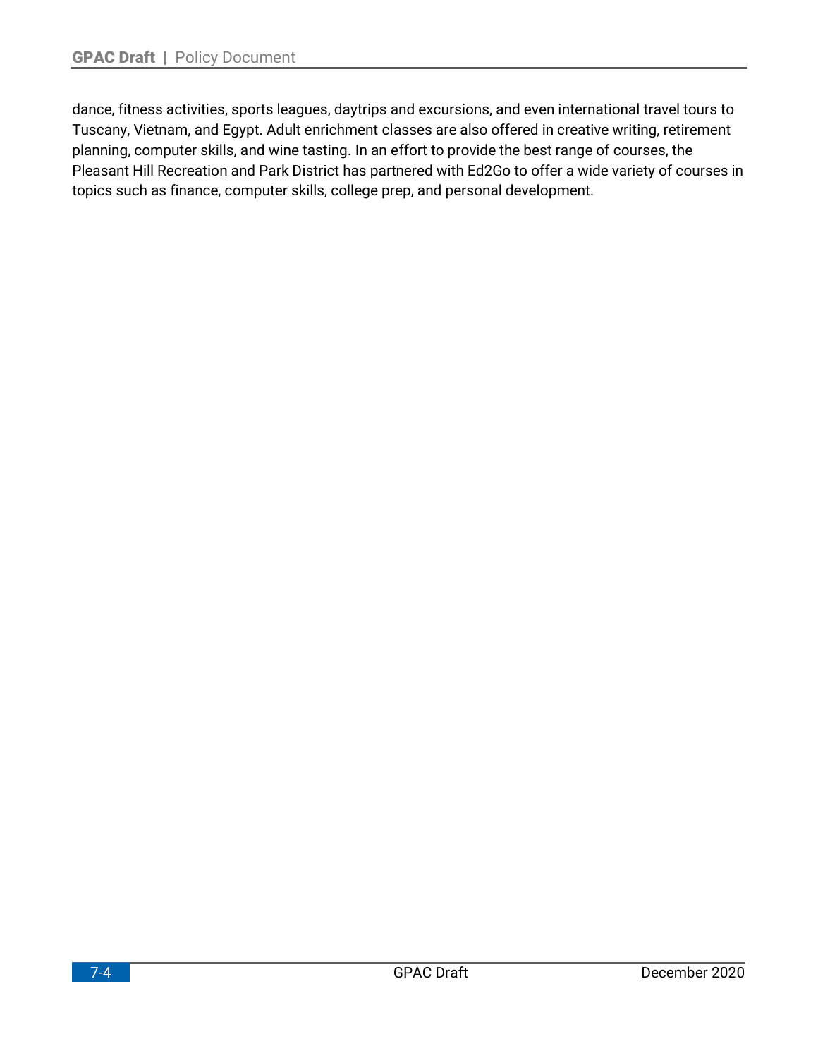dance, fitness activities, sports leagues, daytrips and excursions, and even international travel tours to Tuscany, Vietnam, and Egypt. Adult enrichment classes are also offered in creative writing, retirement planning, computer skills, and wine tasting. In an effort to provide the best range of courses, the Pleasant Hill Recreation and Park District has partnered with Ed2Go to offer a wide variety of courses in topics such as finance, computer skills, college prep, and personal development.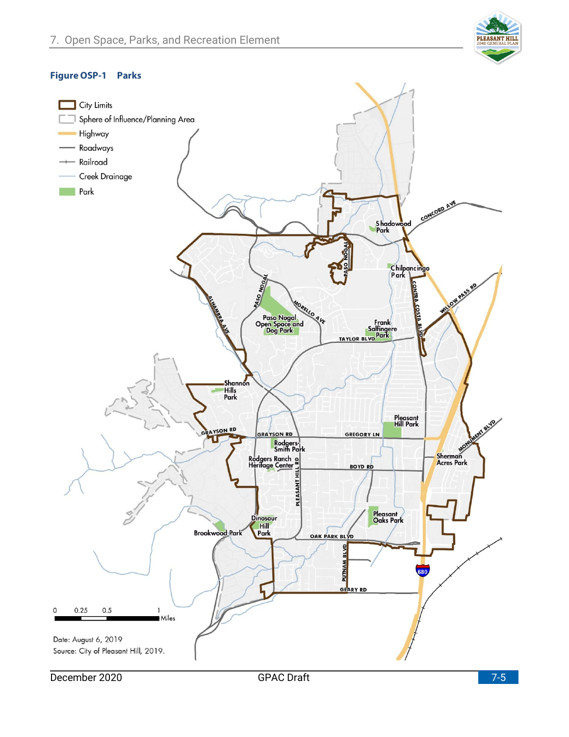## Figure OSP-1 Parks

City Limits

Sphere of Influence/Planning Area

Highway

Roadways

Railroad

Creek Drainage

Park

0 0.25 0.5 1 Miles

Date: August 6, 2019

Source: City of Pleasant Hill, 2019.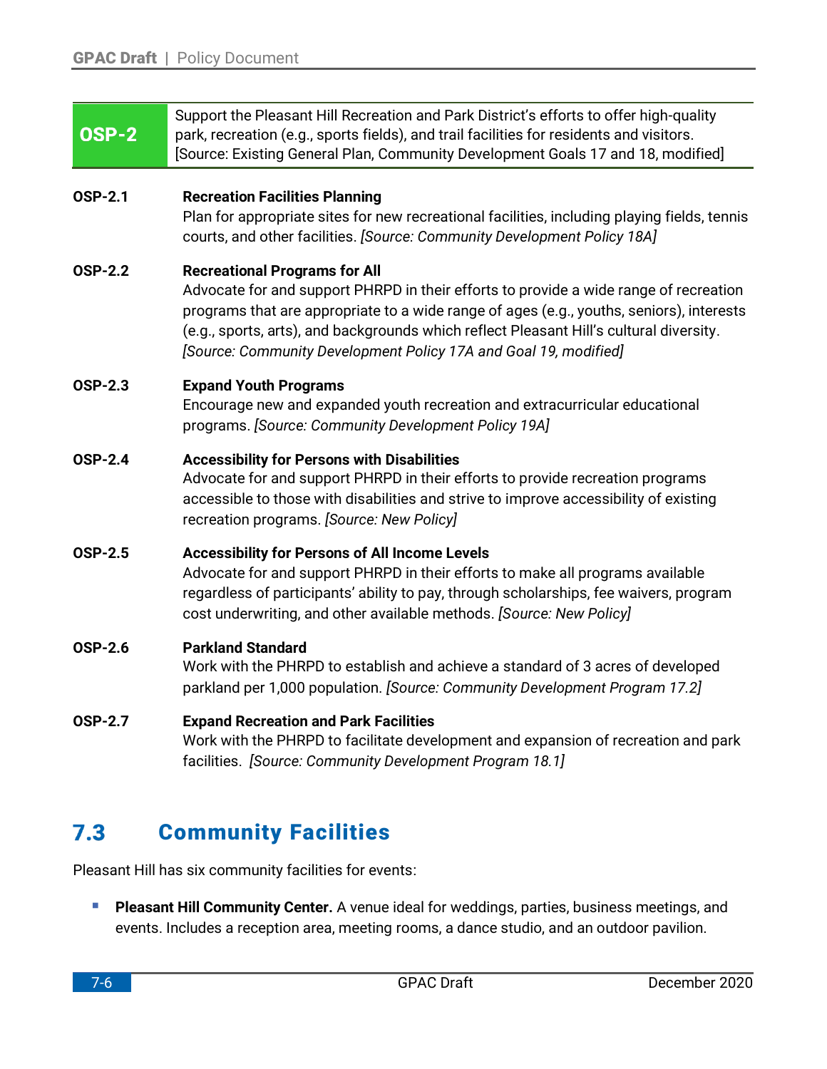**OSP-2** Support the Pleasant Hill Recreation and Park District's efforts to offer high-quality park, recreation (e.g., sports fields), and trail facilities for residents and visitors. [Source: Existing General Plan, Community Development Goals 17 and 18, modified]

**OSP-2.1** **Recreation Facilities Planning**
Plan for appropriate sites for new recreational facilities, including playing fields, tennis courts, and other facilities. *[Source: Community Development Policy 18A]*

**OSP-2.2** **Recreational Programs for All**
Advocate for and support PHRPD in their efforts to provide a wide range of recreation programs that are appropriate to a wide range of ages (e.g., youths, seniors), interests (e.g., sports, arts), and backgrounds which reflect Pleasant Hill's cultural diversity. *[Source: Community Development Policy 17A and Goal 19, modified]*

**OSP-2.3** **Expand Youth Programs**
Encourage new and expanded youth recreation and extracurricular educational programs. *[Source: Community Development Policy 19A]*

**OSP-2.4** **Accessibility for Persons with Disabilities**
Advocate for and support PHRPD in their efforts to provide recreation programs accessible to those with disabilities and strive to improve accessibility of existing recreation programs. *[Source: New Policy]*

**OSP-2.5** **Accessibility for Persons of All Income Levels**
Advocate for and support PHRPD in their efforts to make all programs available regardless of participants' ability to pay, through scholarships, fee waivers, program cost underwriting, and other available methods. *[Source: New Policy]*

**OSP-2.6** **Parkland Standard**
Work with the PHRPD to establish and achieve a standard of 3 acres of developed parkland per 1,000 population. *[Source: Community Development Program 17.2]*

**OSP-2.7** **Expand Recreation and Park Facilities**
Work with the PHRPD to facilitate development and expansion of recreation and park facilities. *[Source: Community Development Program 18.1]*

## 7.3 Community Facilities

Pleasant Hill has six community facilities for events:

- **Pleasant Hill Community Center.** A venue ideal for weddings, parties, business meetings, and events. Includes a reception area, meeting rooms, a dance studio, and an outdoor pavilion.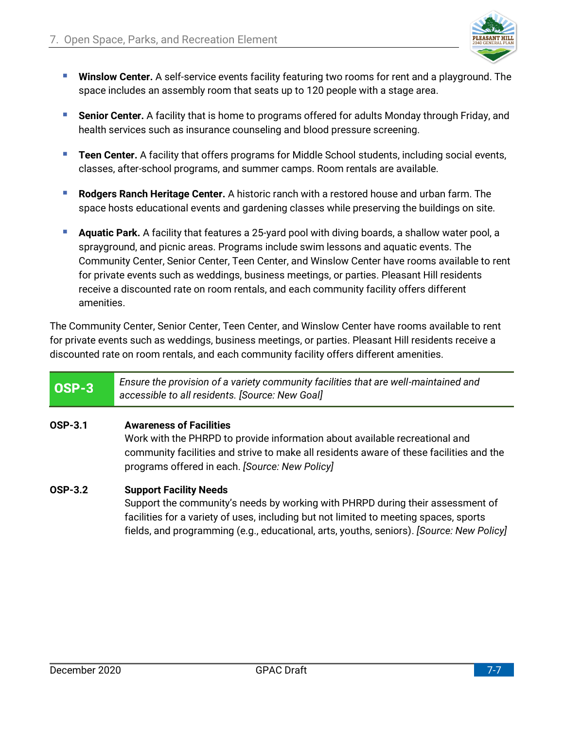- **Winslow Center.** A self-service events facility featuring two rooms for rent and a playground. The space includes an assembly room that seats up to 120 people with a stage area.
- **Senior Center.** A facility that is home to programs offered for adults Monday through Friday, and health services such as insurance counseling and blood pressure screening.
- **Teen Center.** A facility that offers programs for Middle School students, including social events, classes, after-school programs, and summer camps. Room rentals are available.
- **Rodgers Ranch Heritage Center.** A historic ranch with a restored house and urban farm. The space hosts educational events and gardening classes while preserving the buildings on site.
- **Aquatic Park.** A facility that features a 25-yard pool with diving boards, a shallow water pool, a sprayground, and picnic areas. Programs include swim lessons and aquatic events. The Community Center, Senior Center, Teen Center, and Winslow Center have rooms available to rent for private events such as weddings, business meetings, or parties. Pleasant Hill residents receive a discounted rate on room rentals, and each community facility offers different amenities.

The Community Center, Senior Center, Teen Center, and Winslow Center have rooms available to rent for private events such as weddings, business meetings, or parties. Pleasant Hill residents receive a discounted rate on room rentals, and each community facility offers different amenities.

| **OSP-3** | *Ensure the provision of a variety community facilities that are well-maintained and accessible to all residents. [Source: New Goal]* |
|---|---|

**OSP-3.1** **Awareness of Facilities**
Work with the PHRPD to provide information about available recreational and community facilities and strive to make all residents aware of these facilities and the programs offered in each. *[Source: New Policy]*

**OSP-3.2** **Support Facility Needs**
Support the community's needs by working with PHRPD during their assessment of facilities for a variety of uses, including but not limited to meeting spaces, sports fields, and programming (e.g., educational, arts, youths, seniors). *[Source: New Policy]*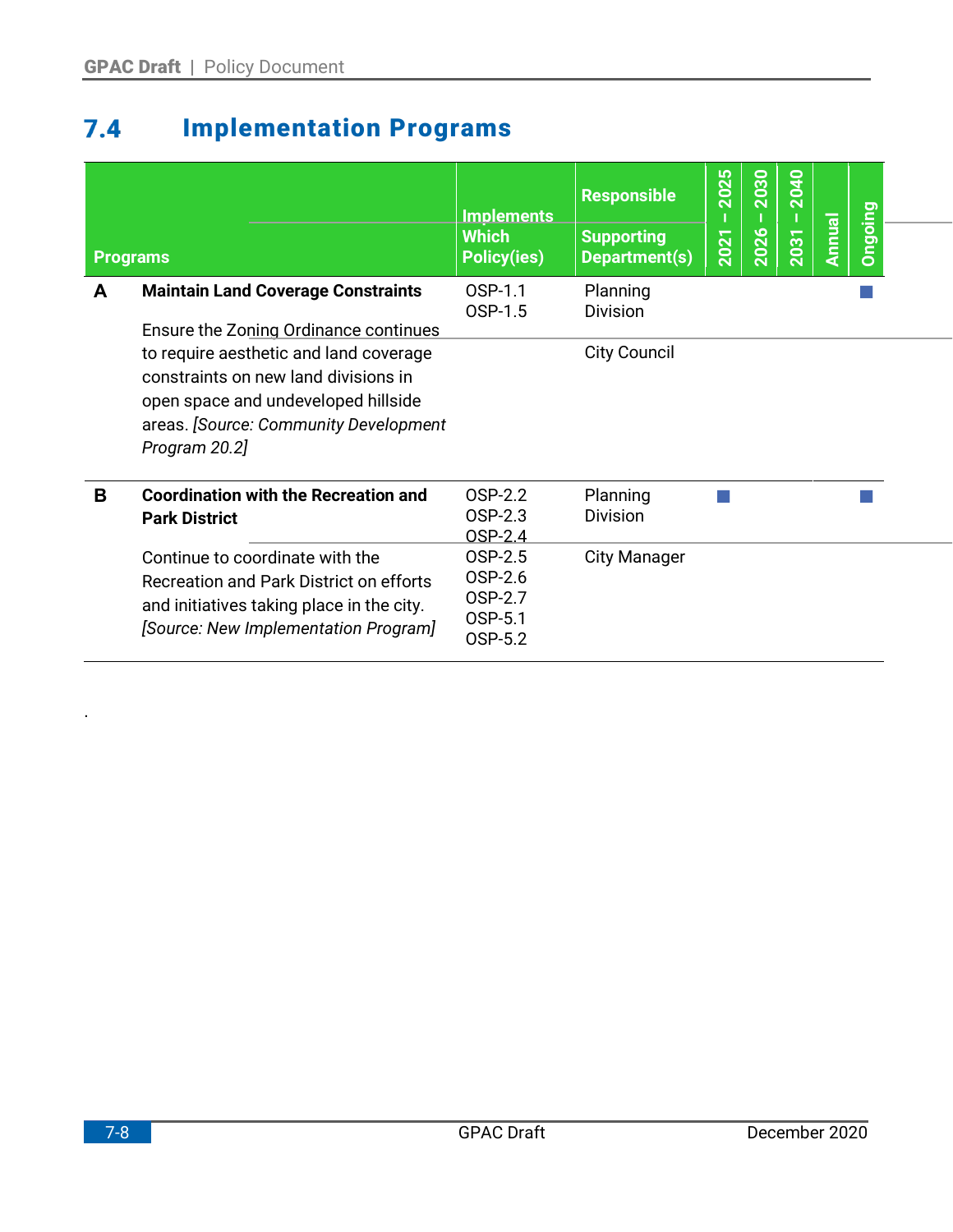## 7.4 Implementation Programs

| | Programs | Implements Which Policy(ies) | Responsible / Supporting Department(s) | 2021 – 2025 | 2026 – 2030 | 2031 – 2040 | Annual | Ongoing |
|---|---|---|---|---|---|---|---|---|
| **A** | **Maintain Land Coverage Constraints**<br><br>Ensure the Zoning Ordinance continues to require aesthetic and land coverage constraints on new land divisions in open space and undeveloped hillside areas. *[Source: Community Development Program 20.2]* | OSP-1.1<br>OSP-1.5 | Planning Division<br><br>City Council | | | | | ■ |
| **B** | **Coordination with the Recreation and Park District**<br><br>Continue to coordinate with the Recreation and Park District on efforts and initiatives taking place in the city. *[Source: New Implementation Program]* | OSP-2.2<br>OSP-2.3<br>OSP-2.4<br>OSP-2.5<br>OSP-2.6<br>OSP-2.7<br>OSP-5.1<br>OSP-5.2 | Planning Division<br><br>City Manager | ■ | | | | ■ |